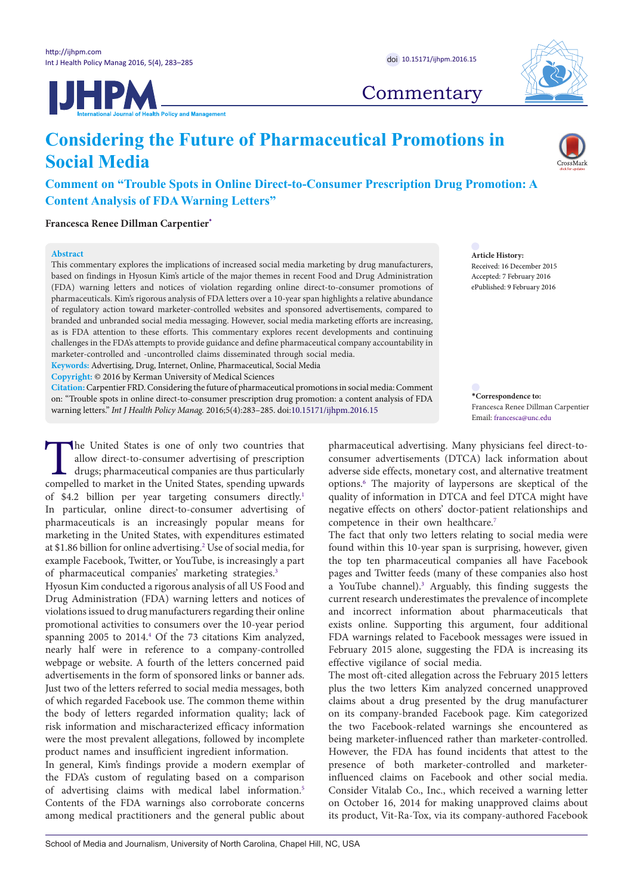Commentary

# Considering the Future of Pharmaceutical Promotions in Social Media

## Comment on "Trouble Spots in Online Direct-to-Consumer Prescription Drug Promotion: A Content Analysis of FDA Warning Letters"

**Francesca Renee Dillman Carpentier**[*]

**Abstract**

This commentary explores the implications of increased social media marketing by drug manufacturers, based on findings in Hyosun Kim's article of the major themes in recent Food and Drug Administration (FDA) warning letters and notices of violation regarding online direct-to-consumer promotions of pharmaceuticals. Kim's rigorous analysis of FDA letters over a 10-year span highlights a relative abundance of regulatory action toward marketer-controlled websites and sponsored advertisements, compared to branded and unbranded social media messaging. However, social media marketing efforts are increasing, as is FDA attention to these efforts. This commentary explores recent developments and continuing challenges in the FDA's attempts to provide guidance and define pharmaceutical company accountability in marketer-controlled and -uncontrolled claims disseminated through social media.

**Keywords:** Advertising, Drug, Internet, Online, Pharmaceutical, Social Media

**Copyright:** © 2016 by Kerman University of Medical Sciences

**Citation:** Carpentier FRD. Considering the future of pharmaceutical promotions in social media: Comment on: "Trouble spots in online direct-to-consumer prescription drug promotion: a content analysis of FDA warning letters." *Int J Health Policy Manag.* 2016;5(4):283–285. doi:10.15171/ijhpm.2016.15

**Article History:**
Received: 16 December 2015
Accepted: 7 February 2016
ePublished: 9 February 2016

**\*Correspondence to:**
Francesca Renee Dillman Carpentier
Email: francesca@unc.edu

The United States is one of only two countries that allow direct-to-consumer advertising of prescription drugs; pharmaceutical companies are thus particularly compelled to market in the United States, spending upwards of $4.2 billion per year targeting consumers directly.[1] In particular, online direct-to-consumer advertising of pharmaceuticals is an increasingly popular means for marketing in the United States, with expenditures estimated at $1.86 billion for online advertising.[2] Use of social media, for example Facebook, Twitter, or YouTube, is increasingly a part of pharmaceutical companies' marketing strategies.[3]

Hyosun Kim conducted a rigorous analysis of all US Food and Drug Administration (FDA) warning letters and notices of violations issued to drug manufacturers regarding their online promotional activities to consumers over the 10-year period spanning 2005 to 2014.[4] Of the 73 citations Kim analyzed, nearly half were in reference to a company-controlled webpage or website. A fourth of the letters concerned paid advertisements in the form of sponsored links or banner ads. Just two of the letters referred to social media messages, both of which regarded Facebook use. The common theme within the body of letters regarded information quality; lack of risk information and mischaracterized efficacy information were the most prevalent allegations, followed by incomplete product names and insufficient ingredient information.

In general, Kim's findings provide a modern exemplar of the FDA's custom of regulating based on a comparison of advertising claims with medical label information.[5] Contents of the FDA warnings also corroborate concerns among medical practitioners and the general public about pharmaceutical advertising. Many physicians feel direct-to-consumer advertisements (DTCA) lack information about adverse side effects, monetary cost, and alternative treatment options.[6] The majority of laypersons are skeptical of the quality of information in DTCA and feel DTCA might have negative effects on others' doctor-patient relationships and competence in their own healthcare.[7]

The fact that only two letters relating to social media were found within this 10-year span is surprising, however, given the top ten pharmaceutical companies all have Facebook pages and Twitter feeds (many of these companies also host a YouTube channel).[3] Arguably, this finding suggests the current research underestimates the prevalence of incomplete and incorrect information about pharmaceuticals that exists online. Supporting this argument, four additional FDA warnings related to Facebook messages were issued in February 2015 alone, suggesting the FDA is increasing its effective vigilance of social media.

The most oft-cited allegation across the February 2015 letters plus the two letters Kim analyzed concerned unapproved claims about a drug presented by the drug manufacturer on its company-branded Facebook page. Kim categorized the two Facebook-related warnings she encountered as being marketer-influenced rather than marketer-controlled. However, the FDA has found incidents that attest to the presence of both marketer-controlled and marketer-influenced claims on Facebook and other social media. Consider Vitalab Co., Inc., which received a warning letter on October 16, 2014 for making unapproved claims about its product, Vit-Ra-Tox, via its company-authored Facebook

School of Media and Journalism, University of North Carolina, Chapel Hill, NC, USA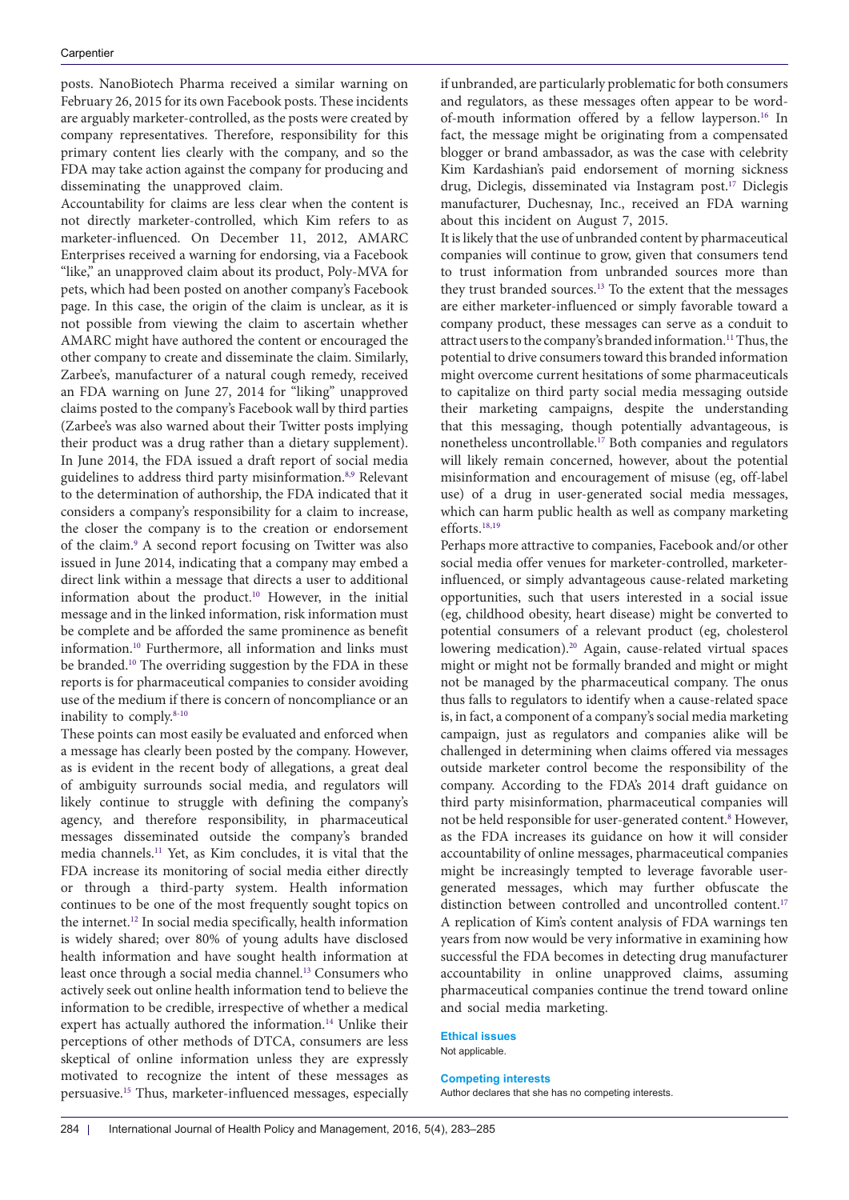posts. NanoBiotech Pharma received a similar warning on February 26, 2015 for its own Facebook posts. These incidents are arguably marketer-controlled, as the posts were created by company representatives. Therefore, responsibility for this primary content lies clearly with the company, and so the FDA may take action against the company for producing and disseminating the unapproved claim.

Accountability for claims are less clear when the content is not directly marketer-controlled, which Kim refers to as marketer-influenced. On December 11, 2012, AMARC Enterprises received a warning for endorsing, via a Facebook "like," an unapproved claim about its product, Poly-MVA for pets, which had been posted on another company's Facebook page. In this case, the origin of the claim is unclear, as it is not possible from viewing the claim to ascertain whether AMARC might have authored the content or encouraged the other company to create and disseminate the claim. Similarly, Zarbee's, manufacturer of a natural cough remedy, received an FDA warning on June 27, 2014 for "liking" unapproved claims posted to the company's Facebook wall by third parties (Zarbee's was also warned about their Twitter posts implying their product was a drug rather than a dietary supplement). In June 2014, the FDA issued a draft report of social media guidelines to address third party misinformation.[8,9] Relevant to the determination of authorship, the FDA indicated that it considers a company's responsibility for a claim to increase, the closer the company is to the creation or endorsement of the claim.[9] A second report focusing on Twitter was also issued in June 2014, indicating that a company may embed a direct link within a message that directs a user to additional information about the product.[10] However, in the initial message and in the linked information, risk information must be complete and be afforded the same prominence as benefit information.[10] Furthermore, all information and links must be branded.[10] The overriding suggestion by the FDA in these reports is for pharmaceutical companies to consider avoiding use of the medium if there is concern of noncompliance or an inability to comply.[8-10]

These points can most easily be evaluated and enforced when a message has clearly been posted by the company. However, as is evident in the recent body of allegations, a great deal of ambiguity surrounds social media, and regulators will likely continue to struggle with defining the company's agency, and therefore responsibility, in pharmaceutical messages disseminated outside the company's branded media channels.[11] Yet, as Kim concludes, it is vital that the FDA increase its monitoring of social media either directly or through a third-party system. Health information continues to be one of the most frequently sought topics on the internet.[12] In social media specifically, health information is widely shared; over 80% of young adults have disclosed health information and have sought health information at least once through a social media channel.[13] Consumers who actively seek out online health information tend to believe the information to be credible, irrespective of whether a medical expert has actually authored the information.[14] Unlike their perceptions of other methods of DTCA, consumers are less skeptical of online information unless they are expressly motivated to recognize the intent of these messages as persuasive.[15] Thus, marketer-influenced messages, especially if unbranded, are particularly problematic for both consumers and regulators, as these messages often appear to be word-of-mouth information offered by a fellow layperson.[16] In fact, the message might be originating from a compensated blogger or brand ambassador, as was the case with celebrity Kim Kardashian's paid endorsement of morning sickness drug, Diclegis, disseminated via Instagram post.[17] Diclegis manufacturer, Duchesnay, Inc., received an FDA warning about this incident on August 7, 2015.

It is likely that the use of unbranded content by pharmaceutical companies will continue to grow, given that consumers tend to trust information from unbranded sources more than they trust branded sources.[13] To the extent that the messages are either marketer-influenced or simply favorable toward a company product, these messages can serve as a conduit to attract users to the company's branded information.[11] Thus, the potential to drive consumers toward this branded information might overcome current hesitations of some pharmaceuticals to capitalize on third party social media messaging outside their marketing campaigns, despite the understanding that this messaging, though potentially advantageous, is nonetheless uncontrollable.[17] Both companies and regulators will likely remain concerned, however, about the potential misinformation and encouragement of misuse (eg, off-label use) of a drug in user-generated social media messages, which can harm public health as well as company marketing efforts.[18,19]

Perhaps more attractive to companies, Facebook and/or other social media offer venues for marketer-controlled, marketer-influenced, or simply advantageous cause-related marketing opportunities, such that users interested in a social issue (eg, childhood obesity, heart disease) might be converted to potential consumers of a relevant product (eg, cholesterol lowering medication).[20] Again, cause-related virtual spaces might or might not be formally branded and might or might not be managed by the pharmaceutical company. The onus thus falls to regulators to identify when a cause-related space is, in fact, a component of a company's social media marketing campaign, just as regulators and companies alike will be challenged in determining when claims offered via messages outside marketer control become the responsibility of the company. According to the FDA's 2014 draft guidance on third party misinformation, pharmaceutical companies will not be held responsible for user-generated content.[8] However, as the FDA increases its guidance on how it will consider accountability of online messages, pharmaceutical companies might be increasingly tempted to leverage favorable user-generated messages, which may further obfuscate the distinction between controlled and uncontrolled content.[17] A replication of Kim's content analysis of FDA warnings ten years from now would be very informative in examining how successful the FDA becomes in detecting drug manufacturer accountability in online unapproved claims, assuming pharmaceutical companies continue the trend toward online and social media marketing.

### Ethical issues

Not applicable.

### Competing interests

Author declares that she has no competing interests.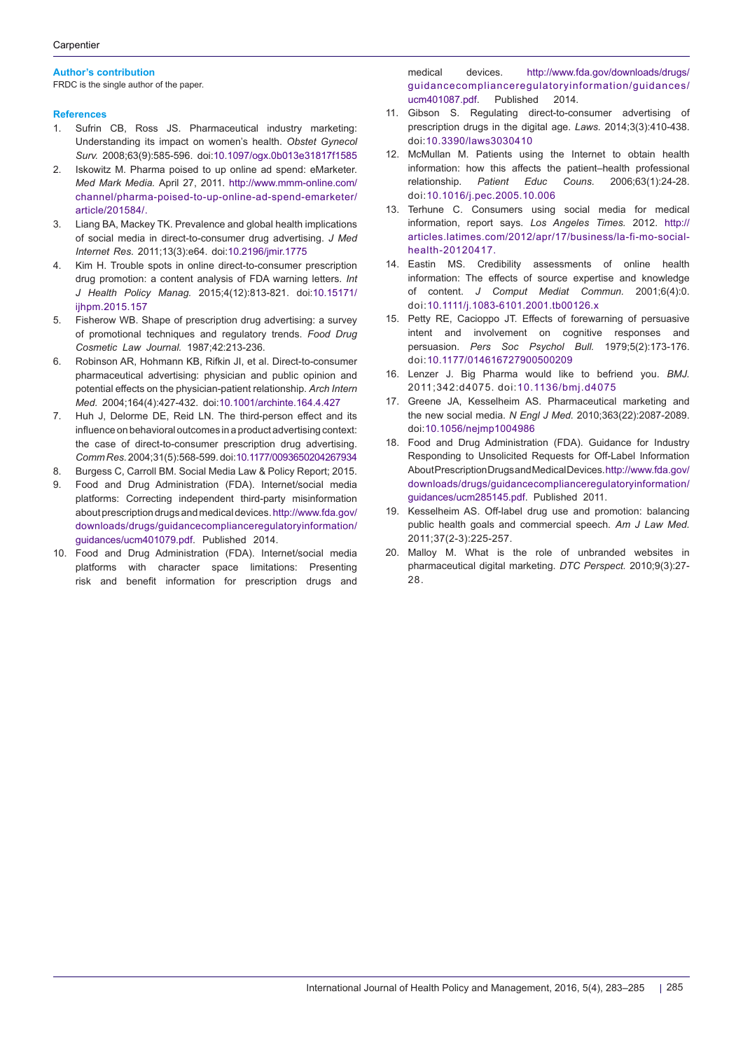### Author's contribution

FRDC is the single author of the paper.

### References

1. Sufrin CB, Ross JS. Pharmaceutical industry marketing: Understanding its impact on women's health. *Obstet Gynecol Surv.* 2008;63(9):585-596. doi:10.1097/ogx.0b013e31817f1585
2. Iskowitz M. Pharma poised to up online ad spend: eMarketer. *Med Mark Media.* April 27, 2011. http://www.mmm-online.com/channel/pharma-poised-to-up-online-ad-spend-emarketer/article/201584/.
3. Liang BA, Mackey TK. Prevalence and global health implications of social media in direct-to-consumer drug advertising. *J Med Internet Res.* 2011;13(3):e64. doi:10.2196/jmir.1775
4. Kim H. Trouble spots in online direct-to-consumer prescription drug promotion: a content analysis of FDA warning letters. *Int J Health Policy Manag.* 2015;4(12):813-821. doi:10.15171/ijhpm.2015.157
5. Fisherow WB. Shape of prescription drug advertising: a survey of promotional techniques and regulatory trends. *Food Drug Cosmetic Law Journal.* 1987;42:213-236.
6. Robinson AR, Hohmann KB, Rifkin JI, et al. Direct-to-consumer pharmaceutical advertising: physician and public opinion and potential effects on the physician-patient relationship. *Arch Intern Med.* 2004;164(4):427-432. doi:10.1001/archinte.164.4.427
7. Huh J, Delorme DE, Reid LN. The third-person effect and its influence on behavioral outcomes in a product advertising context: the case of direct-to-consumer prescription drug advertising. *Comm Res.* 2004;31(5):568-599. doi:10.1177/0093650204267934
8. Burgess C, Carroll BM. Social Media Law & Policy Report; 2015.
9. Food and Drug Administration (FDA). Internet/social media platforms: Correcting independent third-party misinformation about prescription drugs and medical devices. http://www.fda.gov/downloads/drugs/guidancecomplianceregulatoryinformation/guidances/ucm401079.pdf. Published 2014.
10. Food and Drug Administration (FDA). Internet/social media platforms with character space limitations: Presenting risk and benefit information for prescription drugs and medical devices. http://www.fda.gov/downloads/drugs/guidancecomplianceregulatoryinformation/guidances/ucm401087.pdf. Published 2014.
11. Gibson S. Regulating direct-to-consumer advertising of prescription drugs in the digital age. *Laws.* 2014;3(3):410-438. doi:10.3390/laws3030410
12. McMullan M. Patients using the Internet to obtain health information: how this affects the patient–health professional relationship. *Patient Educ Couns.* 2006;63(1):24-28. doi:10.1016/j.pec.2005.10.006
13. Terhune C. Consumers using social media for medical information, report says. *Los Angeles Times.* 2012. http://articles.latimes.com/2012/apr/17/business/la-fi-mo-social-health-20120417.
14. Eastin MS. Credibility assessments of online health information: The effects of source expertise and knowledge of content. *J Comput Mediat Commun.* 2001;6(4):0. doi:10.1111/j.1083-6101.2001.tb00126.x
15. Petty RE, Cacioppo JT. Effects of forewarning of persuasive intent and involvement on cognitive responses and persuasion. *Pers Soc Psychol Bull.* 1979;5(2):173-176. doi:10.1177/014616727900500209
16. Lenzer J. Big Pharma would like to befriend you. *BMJ.* 2011;342:d4075. doi:10.1136/bmj.d4075
17. Greene JA, Kesselheim AS. Pharmaceutical marketing and the new social media. *N Engl J Med.* 2010;363(22):2087-2089. doi:10.1056/nejmp1004986
18. Food and Drug Administration (FDA). Guidance for Industry Responding to Unsolicited Requests for Off-Label Information About Prescription Drugs and Medical Devices. http://www.fda.gov/downloads/drugs/guidancecomplianceregulatoryinformation/guidances/ucm285145.pdf. Published 2011.
19. Kesselheim AS. Off-label drug use and promotion: balancing public health goals and commercial speech. *Am J Law Med.* 2011;37(2-3):225-257.
20. Malloy M. What is the role of unbranded websites in pharmaceutical digital marketing. *DTC Perspect.* 2010;9(3):27-28.